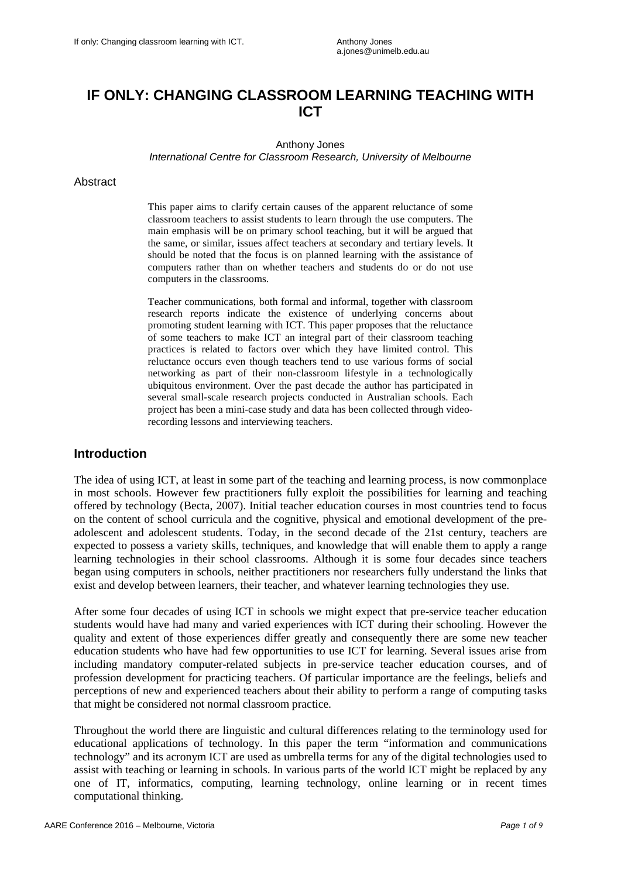# IF ONLY: CHANGING CLASSROOM LEARNING TEACHING WITH ICT

Anthony Jones

*International Centre for Classroom Research, University of Melbourne*

## Abstract

This paper aims to clarify certain causes of the apparent reluctance of some classroom teachers to assist students to learn through the use computers. The main emphasis will be on primary school teaching, but it will be argued that the same, or similar, issues affect teachers at secondary and tertiary levels. It should be noted that the focus is on planned learning with the assistance of computers rather than on whether teachers and students do or do not use computers in the classrooms.

Teacher communications, both formal and informal, together with classroom research reports indicate the existence of underlying concerns about promoting student learning with ICT. This paper proposes that the reluctance of some teachers to make ICT an integral part of their classroom teaching practices is related to factors over which they have limited control. This reluctance occurs even though teachers tend to use various forms of social networking as part of their non-classroom lifestyle in a technologically ubiquitous environment. Over the past decade the author has participated in several small-scale research projects conducted in Australian schools. Each project has been a mini-case study and data has been collected through video-recording lessons and interviewing teachers.

## Introduction

The idea of using ICT, at least in some part of the teaching and learning process, is now commonplace in most schools. However few practitioners fully exploit the possibilities for learning and teaching offered by technology (Becta, 2007). Initial teacher education courses in most countries tend to focus on the content of school curricula and the cognitive, physical and emotional development of the pre-adolescent and adolescent students. Today, in the second decade of the 21st century, teachers are expected to possess a variety skills, techniques, and knowledge that will enable them to apply a range learning technologies in their school classrooms. Although it is some four decades since teachers began using computers in schools, neither practitioners nor researchers fully understand the links that exist and develop between learners, their teacher, and whatever learning technologies they use.

After some four decades of using ICT in schools we might expect that pre-service teacher education students would have had many and varied experiences with ICT during their schooling. However the quality and extent of those experiences differ greatly and consequently there are some new teacher education students who have had few opportunities to use ICT for learning. Several issues arise from including mandatory computer-related subjects in pre-service teacher education courses, and of profession development for practicing teachers. Of particular importance are the feelings, beliefs and perceptions of new and experienced teachers about their ability to perform a range of computing tasks that might be considered not normal classroom practice.

Throughout the world there are linguistic and cultural differences relating to the terminology used for educational applications of technology. In this paper the term "information and communications technology" and its acronym ICT are used as umbrella terms for any of the digital technologies used to assist with teaching or learning in schools. In various parts of the world ICT might be replaced by any one of IT, informatics, computing, learning technology, online learning or in recent times computational thinking.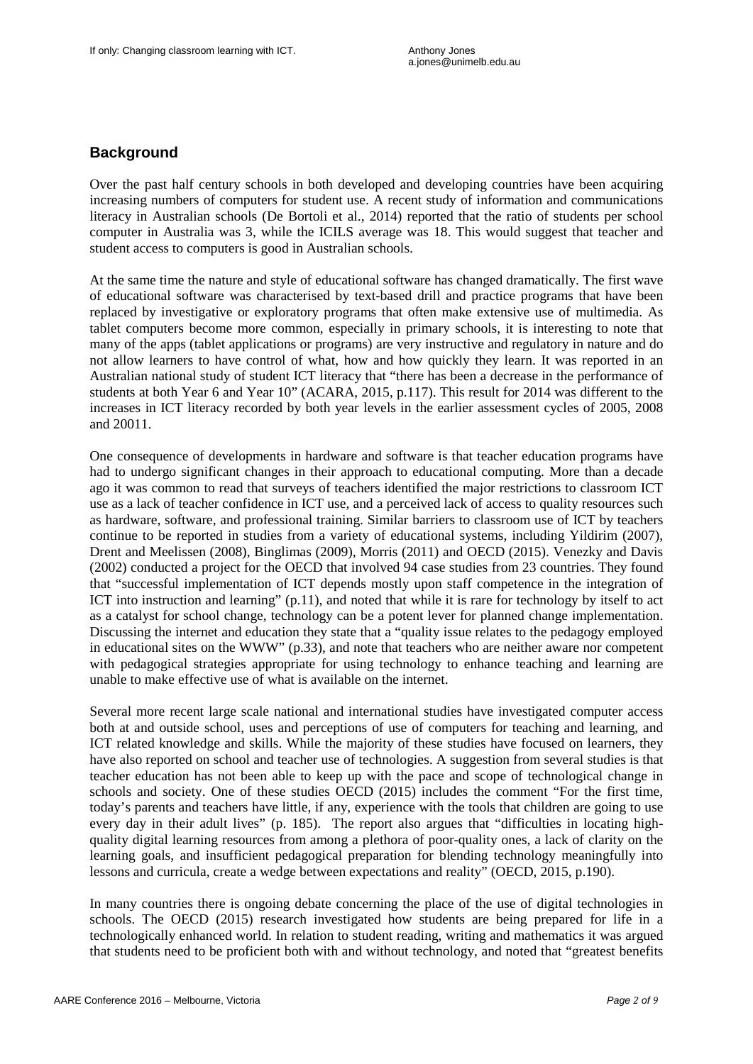## Background

Over the past half century schools in both developed and developing countries have been acquiring increasing numbers of computers for student use. A recent study of information and communications literacy in Australian schools (De Bortoli et al., 2014) reported that the ratio of students per school computer in Australia was 3, while the ICILS average was 18. This would suggest that teacher and student access to computers is good in Australian schools.

At the same time the nature and style of educational software has changed dramatically. The first wave of educational software was characterised by text-based drill and practice programs that have been replaced by investigative or exploratory programs that often make extensive use of multimedia. As tablet computers become more common, especially in primary schools, it is interesting to note that many of the apps (tablet applications or programs) are very instructive and regulatory in nature and do not allow learners to have control of what, how and how quickly they learn. It was reported in an Australian national study of student ICT literacy that "there has been a decrease in the performance of students at both Year 6 and Year 10" (ACARA, 2015, p.117). This result for 2014 was different to the increases in ICT literacy recorded by both year levels in the earlier assessment cycles of 2005, 2008 and 20011.

One consequence of developments in hardware and software is that teacher education programs have had to undergo significant changes in their approach to educational computing. More than a decade ago it was common to read that surveys of teachers identified the major restrictions to classroom ICT use as a lack of teacher confidence in ICT use, and a perceived lack of access to quality resources such as hardware, software, and professional training. Similar barriers to classroom use of ICT by teachers continue to be reported in studies from a variety of educational systems, including Yildirim (2007), Drent and Meelissen (2008), Binglimas (2009), Morris (2011) and OECD (2015). Venezky and Davis (2002) conducted a project for the OECD that involved 94 case studies from 23 countries. They found that "successful implementation of ICT depends mostly upon staff competence in the integration of ICT into instruction and learning" (p.11), and noted that while it is rare for technology by itself to act as a catalyst for school change, technology can be a potent lever for planned change implementation. Discussing the internet and education they state that a "quality issue relates to the pedagogy employed in educational sites on the WWW" (p.33), and note that teachers who are neither aware nor competent with pedagogical strategies appropriate for using technology to enhance teaching and learning are unable to make effective use of what is available on the internet.

Several more recent large scale national and international studies have investigated computer access both at and outside school, uses and perceptions of use of computers for teaching and learning, and ICT related knowledge and skills. While the majority of these studies have focused on learners, they have also reported on school and teacher use of technologies. A suggestion from several studies is that teacher education has not been able to keep up with the pace and scope of technological change in schools and society. One of these studies OECD (2015) includes the comment "For the first time, today's parents and teachers have little, if any, experience with the tools that children are going to use every day in their adult lives" (p. 185). The report also argues that "difficulties in locating high-quality digital learning resources from among a plethora of poor-quality ones, a lack of clarity on the learning goals, and insufficient pedagogical preparation for blending technology meaningfully into lessons and curricula, create a wedge between expectations and reality" (OECD, 2015, p.190).

In many countries there is ongoing debate concerning the place of the use of digital technologies in schools. The OECD (2015) research investigated how students are being prepared for life in a technologically enhanced world. In relation to student reading, writing and mathematics it was argued that students need to be proficient both with and without technology, and noted that "greatest benefits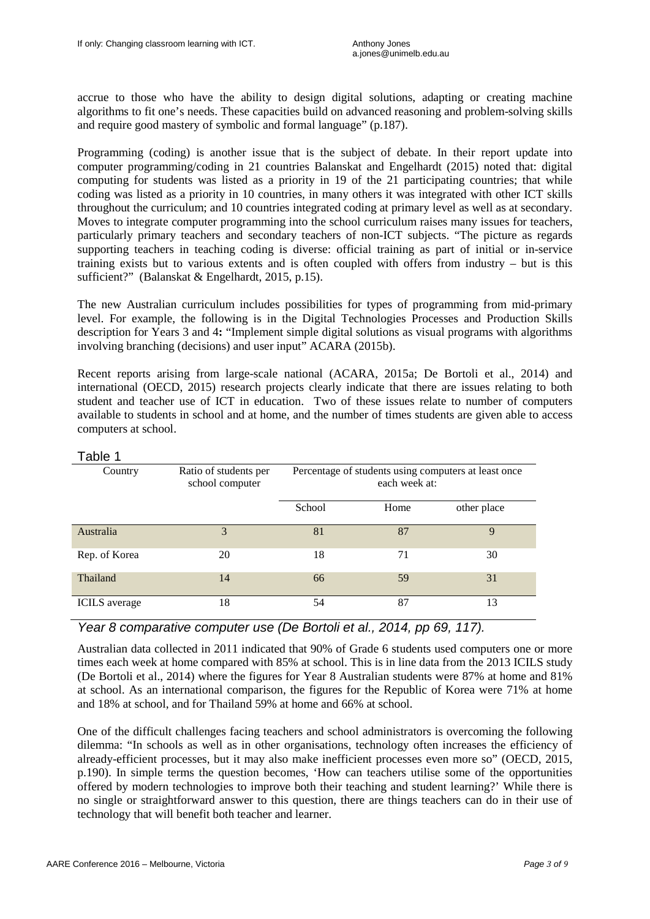accrue to those who have the ability to design digital solutions, adapting or creating machine algorithms to fit one's needs. These capacities build on advanced reasoning and problem-solving skills and require good mastery of symbolic and formal language" (p.187).

Programming (coding) is another issue that is the subject of debate. In their report update into computer programming/coding in 21 countries Balanskat and Engelhardt (2015) noted that: digital computing for students was listed as a priority in 19 of the 21 participating countries; that while coding was listed as a priority in 10 countries, in many others it was integrated with other ICT skills throughout the curriculum; and 10 countries integrated coding at primary level as well as at secondary. Moves to integrate computer programming into the school curriculum raises many issues for teachers, particularly primary teachers and secondary teachers of non-ICT subjects. "The picture as regards supporting teachers in teaching coding is diverse: official training as part of initial or in-service training exists but to various extents and is often coupled with offers from industry – but is this sufficient?" (Balanskat & Engelhardt, 2015, p.15).

The new Australian curriculum includes possibilities for types of programming from mid-primary level. For example, the following is in the Digital Technologies Processes and Production Skills description for Years 3 and 4**:** "Implement simple digital solutions as visual programs with algorithms involving branching (decisions) and user input" ACARA (2015b).

Recent reports arising from large-scale national (ACARA, 2015a; De Bortoli et al., 2014) and international (OECD, 2015) research projects clearly indicate that there are issues relating to both student and teacher use of ICT in education. Two of these issues relate to number of computers available to students in school and at home, and the number of times students are given able to access computers at school.

Table 1

| Country | Ratio of students per school computer | Percentage of students using computers at least once each week at: | | |
|---|---|---|---|---|
| | | School | Home | other place |
| Australia | 3 | 81 | 87 | 9 |
| Rep. of Korea | 20 | 18 | 71 | 30 |
| Thailand | 14 | 66 | 59 | 31 |
| ICILS average | 18 | 54 | 87 | 13 |

*Year 8 comparative computer use (De Bortoli et al., 2014, pp 69, 117).*

Australian data collected in 2011 indicated that 90% of Grade 6 students used computers one or more times each week at home compared with 85% at school. This is in line data from the 2013 ICILS study (De Bortoli et al., 2014) where the figures for Year 8 Australian students were 87% at home and 81% at school. As an international comparison, the figures for the Republic of Korea were 71% at home and 18% at school, and for Thailand 59% at home and 66% at school.

One of the difficult challenges facing teachers and school administrators is overcoming the following dilemma: "In schools as well as in other organisations, technology often increases the efficiency of already-efficient processes, but it may also make inefficient processes even more so" (OECD, 2015, p.190). In simple terms the question becomes, 'How can teachers utilise some of the opportunities offered by modern technologies to improve both their teaching and student learning?' While there is no single or straightforward answer to this question, there are things teachers can do in their use of technology that will benefit both teacher and learner.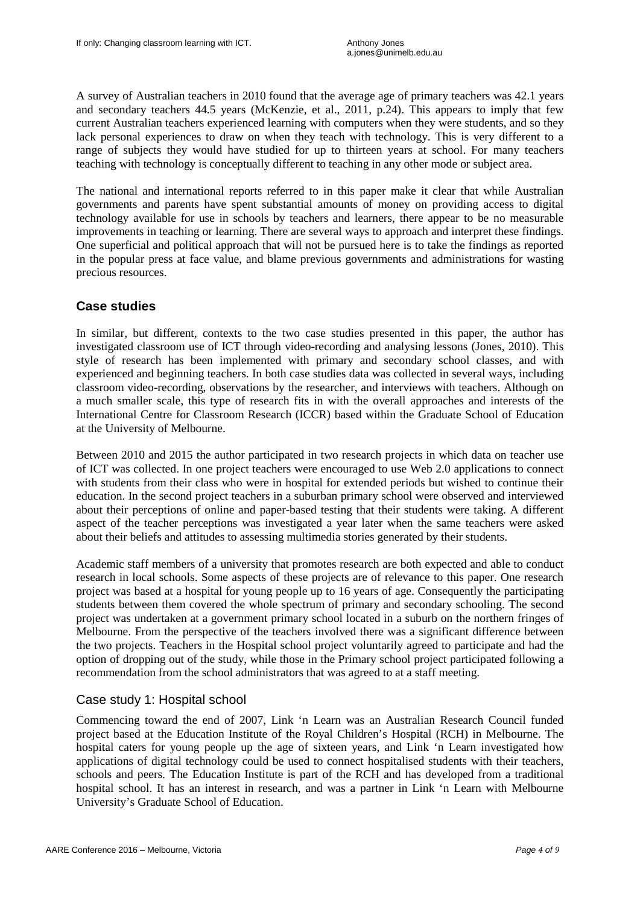A survey of Australian teachers in 2010 found that the average age of primary teachers was 42.1 years and secondary teachers 44.5 years (McKenzie, et al., 2011, p.24). This appears to imply that few current Australian teachers experienced learning with computers when they were students, and so they lack personal experiences to draw on when they teach with technology. This is very different to a range of subjects they would have studied for up to thirteen years at school. For many teachers teaching with technology is conceptually different to teaching in any other mode or subject area.

The national and international reports referred to in this paper make it clear that while Australian governments and parents have spent substantial amounts of money on providing access to digital technology available for use in schools by teachers and learners, there appear to be no measurable improvements in teaching or learning. There are several ways to approach and interpret these findings. One superficial and political approach that will not be pursued here is to take the findings as reported in the popular press at face value, and blame previous governments and administrations for wasting precious resources.

## Case studies

In similar, but different, contexts to the two case studies presented in this paper, the author has investigated classroom use of ICT through video-recording and analysing lessons (Jones, 2010). This style of research has been implemented with primary and secondary school classes, and with experienced and beginning teachers. In both case studies data was collected in several ways, including classroom video-recording, observations by the researcher, and interviews with teachers. Although on a much smaller scale, this type of research fits in with the overall approaches and interests of the International Centre for Classroom Research (ICCR) based within the Graduate School of Education at the University of Melbourne.

Between 2010 and 2015 the author participated in two research projects in which data on teacher use of ICT was collected. In one project teachers were encouraged to use Web 2.0 applications to connect with students from their class who were in hospital for extended periods but wished to continue their education. In the second project teachers in a suburban primary school were observed and interviewed about their perceptions of online and paper-based testing that their students were taking. A different aspect of the teacher perceptions was investigated a year later when the same teachers were asked about their beliefs and attitudes to assessing multimedia stories generated by their students.

Academic staff members of a university that promotes research are both expected and able to conduct research in local schools. Some aspects of these projects are of relevance to this paper. One research project was based at a hospital for young people up to 16 years of age. Consequently the participating students between them covered the whole spectrum of primary and secondary schooling. The second project was undertaken at a government primary school located in a suburb on the northern fringes of Melbourne. From the perspective of the teachers involved there was a significant difference between the two projects. Teachers in the Hospital school project voluntarily agreed to participate and had the option of dropping out of the study, while those in the Primary school project participated following a recommendation from the school administrators that was agreed to at a staff meeting.

### Case study 1: Hospital school

Commencing toward the end of 2007, Link 'n Learn was an Australian Research Council funded project based at the Education Institute of the Royal Children's Hospital (RCH) in Melbourne. The hospital caters for young people up the age of sixteen years, and Link 'n Learn investigated how applications of digital technology could be used to connect hospitalised students with their teachers, schools and peers. The Education Institute is part of the RCH and has developed from a traditional hospital school. It has an interest in research, and was a partner in Link 'n Learn with Melbourne University's Graduate School of Education.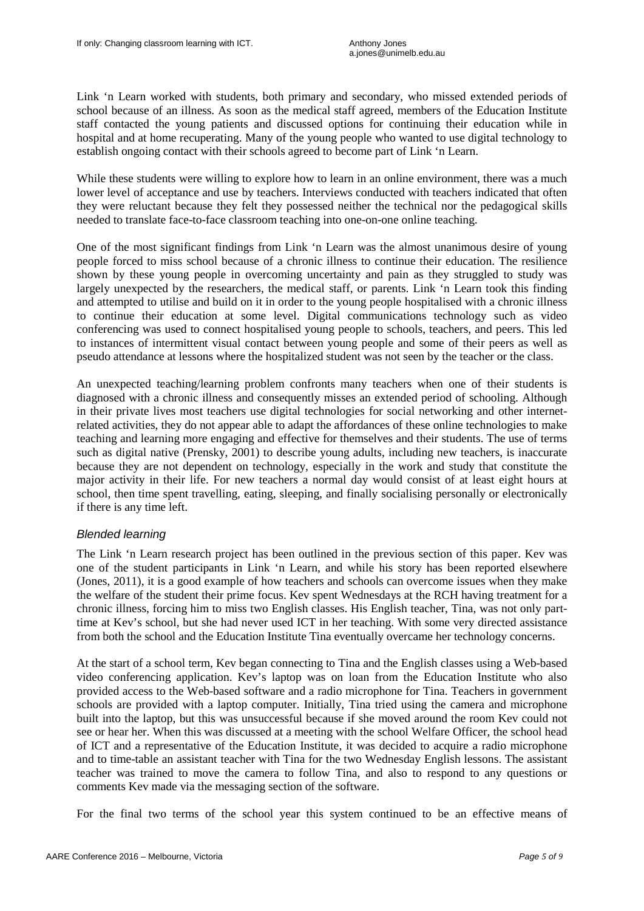Link 'n Learn worked with students, both primary and secondary, who missed extended periods of school because of an illness. As soon as the medical staff agreed, members of the Education Institute staff contacted the young patients and discussed options for continuing their education while in hospital and at home recuperating. Many of the young people who wanted to use digital technology to establish ongoing contact with their schools agreed to become part of Link 'n Learn.

While these students were willing to explore how to learn in an online environment, there was a much lower level of acceptance and use by teachers. Interviews conducted with teachers indicated that often they were reluctant because they felt they possessed neither the technical nor the pedagogical skills needed to translate face-to-face classroom teaching into one-on-one online teaching.

One of the most significant findings from Link 'n Learn was the almost unanimous desire of young people forced to miss school because of a chronic illness to continue their education. The resilience shown by these young people in overcoming uncertainty and pain as they struggled to study was largely unexpected by the researchers, the medical staff, or parents. Link 'n Learn took this finding and attempted to utilise and build on it in order to the young people hospitalised with a chronic illness to continue their education at some level. Digital communications technology such as video conferencing was used to connect hospitalised young people to schools, teachers, and peers. This led to instances of intermittent visual contact between young people and some of their peers as well as pseudo attendance at lessons where the hospitalized student was not seen by the teacher or the class.

An unexpected teaching/learning problem confronts many teachers when one of their students is diagnosed with a chronic illness and consequently misses an extended period of schooling. Although in their private lives most teachers use digital technologies for social networking and other internet-related activities, they do not appear able to adapt the affordances of these online technologies to make teaching and learning more engaging and effective for themselves and their students. The use of terms such as digital native (Prensky, 2001) to describe young adults, including new teachers, is inaccurate because they are not dependent on technology, especially in the work and study that constitute the major activity in their life. For new teachers a normal day would consist of at least eight hours at school, then time spent travelling, eating, sleeping, and finally socialising personally or electronically if there is any time left.

### *Blended learning*

The Link 'n Learn research project has been outlined in the previous section of this paper. Kev was one of the student participants in Link 'n Learn, and while his story has been reported elsewhere (Jones, 2011), it is a good example of how teachers and schools can overcome issues when they make the welfare of the student their prime focus. Kev spent Wednesdays at the RCH having treatment for a chronic illness, forcing him to miss two English classes. His English teacher, Tina, was not only part-time at Kev's school, but she had never used ICT in her teaching. With some very directed assistance from both the school and the Education Institute Tina eventually overcame her technology concerns.

At the start of a school term, Kev began connecting to Tina and the English classes using a Web-based video conferencing application. Kev's laptop was on loan from the Education Institute who also provided access to the Web-based software and a radio microphone for Tina. Teachers in government schools are provided with a laptop computer. Initially, Tina tried using the camera and microphone built into the laptop, but this was unsuccessful because if she moved around the room Kev could not see or hear her. When this was discussed at a meeting with the school Welfare Officer, the school head of ICT and a representative of the Education Institute, it was decided to acquire a radio microphone and to time-table an assistant teacher with Tina for the two Wednesday English lessons. The assistant teacher was trained to move the camera to follow Tina, and also to respond to any questions or comments Kev made via the messaging section of the software.

For the final two terms of the school year this system continued to be an effective means of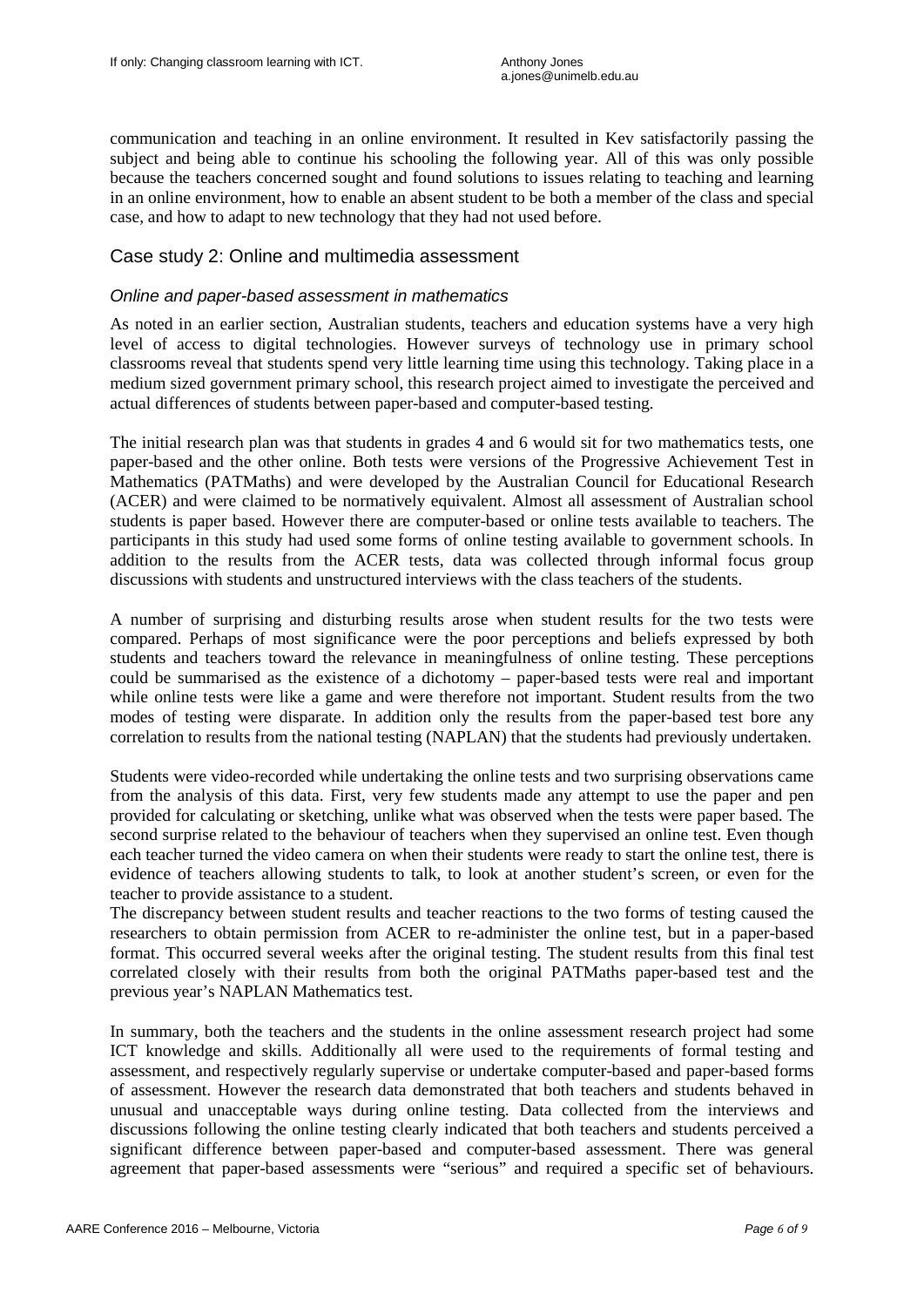communication and teaching in an online environment. It resulted in Kev satisfactorily passing the subject and being able to continue his schooling the following year. All of this was only possible because the teachers concerned sought and found solutions to issues relating to teaching and learning in an online environment, how to enable an absent student to be both a member of the class and special case, and how to adapt to new technology that they had not used before.

## Case study 2: Online and multimedia assessment

### *Online and paper-based assessment in mathematics*

As noted in an earlier section, Australian students, teachers and education systems have a very high level of access to digital technologies. However surveys of technology use in primary school classrooms reveal that students spend very little learning time using this technology. Taking place in a medium sized government primary school, this research project aimed to investigate the perceived and actual differences of students between paper-based and computer-based testing.

The initial research plan was that students in grades 4 and 6 would sit for two mathematics tests, one paper-based and the other online. Both tests were versions of the Progressive Achievement Test in Mathematics (PATMaths) and were developed by the Australian Council for Educational Research (ACER) and were claimed to be normatively equivalent. Almost all assessment of Australian school students is paper based. However there are computer-based or online tests available to teachers. The participants in this study had used some forms of online testing available to government schools. In addition to the results from the ACER tests, data was collected through informal focus group discussions with students and unstructured interviews with the class teachers of the students.

A number of surprising and disturbing results arose when student results for the two tests were compared. Perhaps of most significance were the poor perceptions and beliefs expressed by both students and teachers toward the relevance in meaningfulness of online testing. These perceptions could be summarised as the existence of a dichotomy – paper-based tests were real and important while online tests were like a game and were therefore not important. Student results from the two modes of testing were disparate. In addition only the results from the paper-based test bore any correlation to results from the national testing (NAPLAN) that the students had previously undertaken.

Students were video-recorded while undertaking the online tests and two surprising observations came from the analysis of this data. First, very few students made any attempt to use the paper and pen provided for calculating or sketching, unlike what was observed when the tests were paper based. The second surprise related to the behaviour of teachers when they supervised an online test. Even though each teacher turned the video camera on when their students were ready to start the online test, there is evidence of teachers allowing students to talk, to look at another student's screen, or even for the teacher to provide assistance to a student.

The discrepancy between student results and teacher reactions to the two forms of testing caused the researchers to obtain permission from ACER to re-administer the online test, but in a paper-based format. This occurred several weeks after the original testing. The student results from this final test correlated closely with their results from both the original PATMaths paper-based test and the previous year's NAPLAN Mathematics test.

In summary, both the teachers and the students in the online assessment research project had some ICT knowledge and skills. Additionally all were used to the requirements of formal testing and assessment, and respectively regularly supervise or undertake computer-based and paper-based forms of assessment. However the research data demonstrated that both teachers and students behaved in unusual and unacceptable ways during online testing. Data collected from the interviews and discussions following the online testing clearly indicated that both teachers and students perceived a significant difference between paper-based and computer-based assessment. There was general agreement that paper-based assessments were "serious" and required a specific set of behaviours.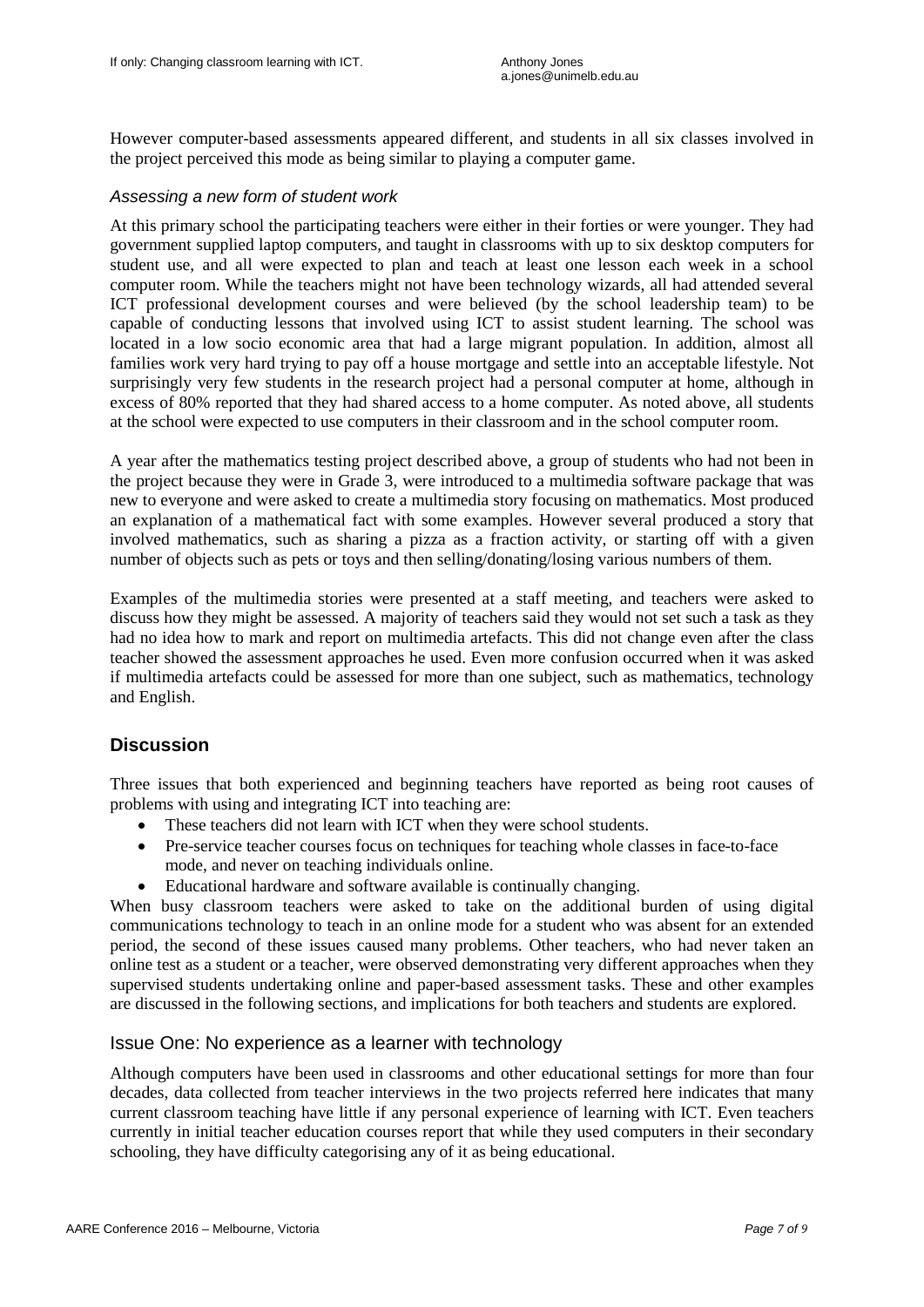However computer-based assessments appeared different, and students in all six classes involved in the project perceived this mode as being similar to playing a computer game.

### *Assessing a new form of student work*

At this primary school the participating teachers were either in their forties or were younger. They had government supplied laptop computers, and taught in classrooms with up to six desktop computers for student use, and all were expected to plan and teach at least one lesson each week in a school computer room. While the teachers might not have been technology wizards, all had attended several ICT professional development courses and were believed (by the school leadership team) to be capable of conducting lessons that involved using ICT to assist student learning. The school was located in a low socio economic area that had a large migrant population. In addition, almost all families work very hard trying to pay off a house mortgage and settle into an acceptable lifestyle. Not surprisingly very few students in the research project had a personal computer at home, although in excess of 80% reported that they had shared access to a home computer. As noted above, all students at the school were expected to use computers in their classroom and in the school computer room.

A year after the mathematics testing project described above, a group of students who had not been in the project because they were in Grade 3, were introduced to a multimedia software package that was new to everyone and were asked to create a multimedia story focusing on mathematics. Most produced an explanation of a mathematical fact with some examples. However several produced a story that involved mathematics, such as sharing a pizza as a fraction activity, or starting off with a given number of objects such as pets or toys and then selling/donating/losing various numbers of them.

Examples of the multimedia stories were presented at a staff meeting, and teachers were asked to discuss how they might be assessed. A majority of teachers said they would not set such a task as they had no idea how to mark and report on multimedia artefacts. This did not change even after the class teacher showed the assessment approaches he used. Even more confusion occurred when it was asked if multimedia artefacts could be assessed for more than one subject, such as mathematics, technology and English.

## Discussion

Three issues that both experienced and beginning teachers have reported as being root causes of problems with using and integrating ICT into teaching are:

- These teachers did not learn with ICT when they were school students.
- Pre-service teacher courses focus on techniques for teaching whole classes in face-to-face mode, and never on teaching individuals online.
- Educational hardware and software available is continually changing.

When busy classroom teachers were asked to take on the additional burden of using digital communications technology to teach in an online mode for a student who was absent for an extended period, the second of these issues caused many problems. Other teachers, who had never taken an online test as a student or a teacher, were observed demonstrating very different approaches when they supervised students undertaking online and paper-based assessment tasks. These and other examples are discussed in the following sections, and implications for both teachers and students are explored.

### Issue One: No experience as a learner with technology

Although computers have been used in classrooms and other educational settings for more than four decades, data collected from teacher interviews in the two projects referred here indicates that many current classroom teaching have little if any personal experience of learning with ICT. Even teachers currently in initial teacher education courses report that while they used computers in their secondary schooling, they have difficulty categorising any of it as being educational.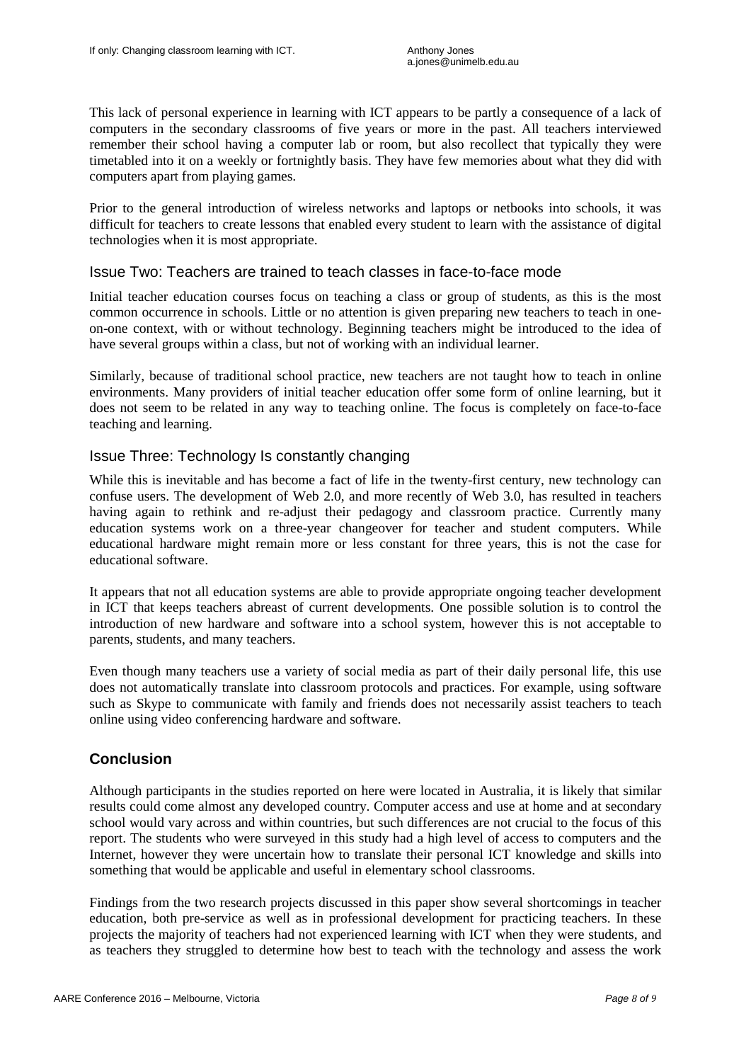This lack of personal experience in learning with ICT appears to be partly a consequence of a lack of computers in the secondary classrooms of five years or more in the past. All teachers interviewed remember their school having a computer lab or room, but also recollect that typically they were timetabled into it on a weekly or fortnightly basis. They have few memories about what they did with computers apart from playing games.

Prior to the general introduction of wireless networks and laptops or netbooks into schools, it was difficult for teachers to create lessons that enabled every student to learn with the assistance of digital technologies when it is most appropriate.

### Issue Two: Teachers are trained to teach classes in face-to-face mode

Initial teacher education courses focus on teaching a class or group of students, as this is the most common occurrence in schools. Little or no attention is given preparing new teachers to teach in one-on-one context, with or without technology. Beginning teachers might be introduced to the idea of have several groups within a class, but not of working with an individual learner.

Similarly, because of traditional school practice, new teachers are not taught how to teach in online environments. Many providers of initial teacher education offer some form of online learning, but it does not seem to be related in any way to teaching online. The focus is completely on face-to-face teaching and learning.

### Issue Three: Technology Is constantly changing

While this is inevitable and has become a fact of life in the twenty-first century, new technology can confuse users. The development of Web 2.0, and more recently of Web 3.0, has resulted in teachers having again to rethink and re-adjust their pedagogy and classroom practice. Currently many education systems work on a three-year changeover for teacher and student computers. While educational hardware might remain more or less constant for three years, this is not the case for educational software.

It appears that not all education systems are able to provide appropriate ongoing teacher development in ICT that keeps teachers abreast of current developments. One possible solution is to control the introduction of new hardware and software into a school system, however this is not acceptable to parents, students, and many teachers.

Even though many teachers use a variety of social media as part of their daily personal life, this use does not automatically translate into classroom protocols and practices. For example, using software such as Skype to communicate with family and friends does not necessarily assist teachers to teach online using video conferencing hardware and software.

## Conclusion

Although participants in the studies reported on here were located in Australia, it is likely that similar results could come almost any developed country. Computer access and use at home and at secondary school would vary across and within countries, but such differences are not crucial to the focus of this report. The students who were surveyed in this study had a high level of access to computers and the Internet, however they were uncertain how to translate their personal ICT knowledge and skills into something that would be applicable and useful in elementary school classrooms.

Findings from the two research projects discussed in this paper show several shortcomings in teacher education, both pre-service as well as in professional development for practicing teachers. In these projects the majority of teachers had not experienced learning with ICT when they were students, and as teachers they struggled to determine how best to teach with the technology and assess the work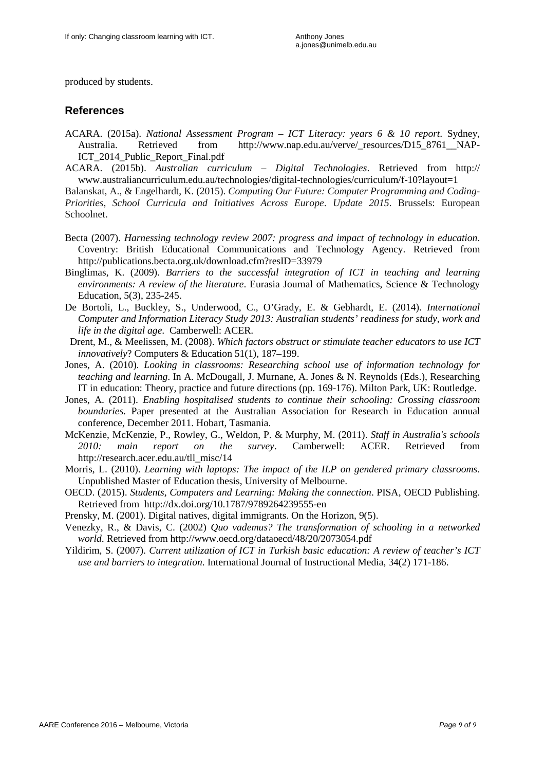produced by students.

## References

ACARA. (2015a). *National Assessment Program – ICT Literacy: years 6 & 10 report*. Sydney, Australia. Retrieved from http://www.nap.edu.au/verve/_resources/D15_8761__NAP-ICT_2014_Public_Report_Final.pdf

ACARA. (2015b). *Australian curriculum – Digital Technologies*. Retrieved from http://www.australiancurriculum.edu.au/technologies/digital-technologies/curriculum/f-10?layout=1

Balanskat, A., & Engelhardt, K. (2015). *Computing Our Future: Computer Programming and Coding-Priorities, School Curricula and Initiatives Across Europe*. *Update 2015*. Brussels: European Schoolnet.

Becta (2007). *Harnessing technology review 2007: progress and impact of technology in education*. Coventry: British Educational Communications and Technology Agency. Retrieved from http://publications.becta.org.uk/download.cfm?resID=33979

Binglimas, K. (2009). *Barriers to the successful integration of ICT in teaching and learning environments: A review of the literature*. Eurasia Journal of Mathematics, Science & Technology Education, 5(3), 235-245.

De Bortoli, L., Buckley, S., Underwood, C., O'Grady, E. & Gebhardt, E. (2014). *International Computer and Information Literacy Study 2013: Australian students' readiness for study, work and life in the digital age*. Camberwell: ACER.

Drent, M., & Meelissen, M. (2008). *Which factors obstruct or stimulate teacher educators to use ICT innovatively*? Computers & Education 51(1), 187–199.

Jones, A. (2010). *Looking in classrooms: Researching school use of information technology for teaching and learning*. In A. McDougall, J. Murnane, A. Jones & N. Reynolds (Eds.), Researching IT in education: Theory, practice and future directions (pp. 169-176). Milton Park, UK: Routledge.

Jones, A. (2011). *Enabling hospitalised students to continue their schooling: Crossing classroom boundaries.* Paper presented at the Australian Association for Research in Education annual conference, December 2011. Hobart, Tasmania.

McKenzie, McKenzie, P., Rowley, G., Weldon, P. & Murphy, M. (2011). *Staff in Australia's schools 2010: main report on the survey*. Camberwell: ACER. Retrieved from http://research.acer.edu.au/tll_misc/14

Morris, L. (2010). *Learning with laptops: The impact of the ILP on gendered primary classrooms*. Unpublished Master of Education thesis, University of Melbourne.

OECD. (2015). *Students, Computers and Learning: Making the connection*. PISA, OECD Publishing. Retrieved from http://dx.doi.org/10.1787/9789264239555-en

Prensky, M. (2001). Digital natives, digital immigrants. On the Horizon, 9(5).

Venezky, R., & Davis, C. (2002) *Quo vademus? The transformation of schooling in a networked world*. Retrieved from http://www.oecd.org/dataoecd/48/20/2073054.pdf

Yildirim, S. (2007). *Current utilization of ICT in Turkish basic education: A review of teacher's ICT use and barriers to integration*. International Journal of Instructional Media, 34(2) 171-186.